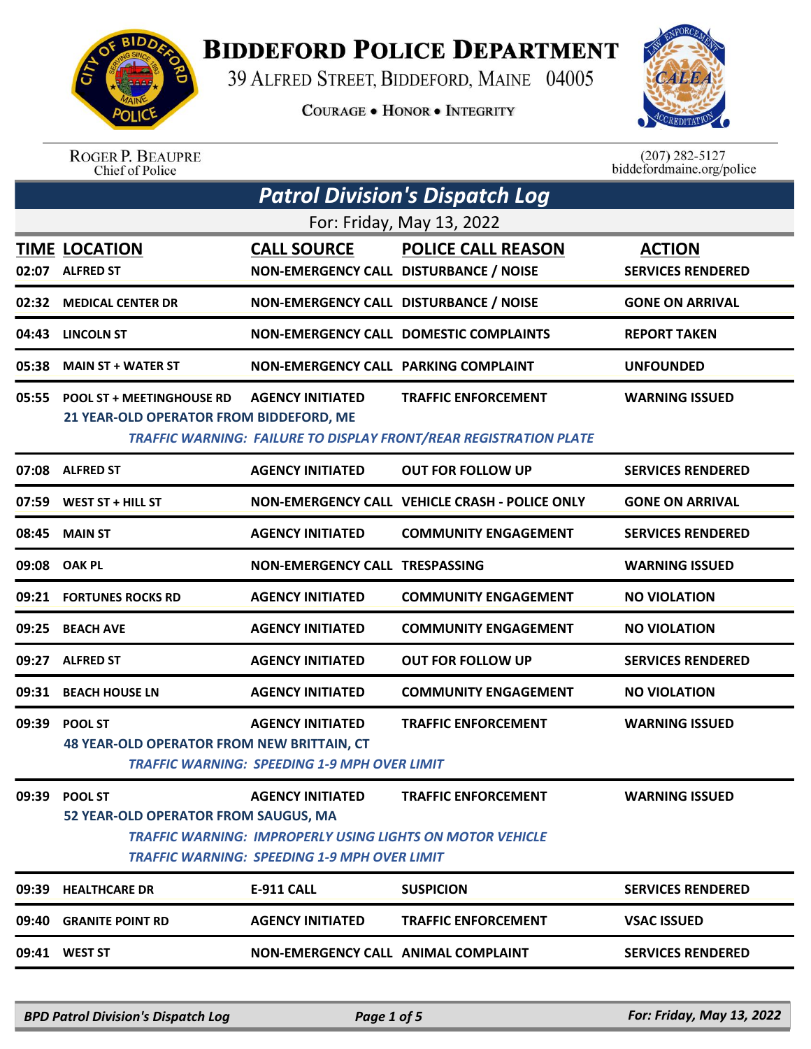# Biddeford Police Department

39 Alfred Street, Biddeford, Maine 04005

Courage • Honor • Integrity

Roger P. Beaupre
Chief of Police

(207) 282-5127
biddefordmaine.org/police

## Patrol Division's Dispatch Log

For: Friday, May 13, 2022

| TIME | LOCATION | CALL SOURCE | POLICE CALL REASON | ACTION |
|---|---|---|---|---|
| 02:07 | ALFRED ST | NON-EMERGENCY CALL | DISTURBANCE / NOISE | SERVICES RENDERED |
| 02:32 | MEDICAL CENTER DR | NON-EMERGENCY CALL | DISTURBANCE / NOISE | GONE ON ARRIVAL |
| 04:43 | LINCOLN ST | NON-EMERGENCY CALL | DOMESTIC COMPLAINTS | REPORT TAKEN |
| 05:38 | MAIN ST + WATER ST | NON-EMERGENCY CALL | PARKING COMPLAINT | UNFOUNDED |
| 05:55 | POOL ST + MEETINGHOUSE RD<br>21 YEAR-OLD OPERATOR FROM BIDDEFORD, ME<br>*TRAFFIC WARNING: FAILURE TO DISPLAY FRONT/REAR REGISTRATION PLATE* | AGENCY INITIATED | TRAFFIC ENFORCEMENT | WARNING ISSUED |
| 07:08 | ALFRED ST | AGENCY INITIATED | OUT FOR FOLLOW UP | SERVICES RENDERED |
| 07:59 | WEST ST + HILL ST | NON-EMERGENCY CALL | VEHICLE CRASH - POLICE ONLY | GONE ON ARRIVAL |
| 08:45 | MAIN ST | AGENCY INITIATED | COMMUNITY ENGAGEMENT | SERVICES RENDERED |
| 09:08 | OAK PL | NON-EMERGENCY CALL | TRESPASSING | WARNING ISSUED |
| 09:21 | FORTUNES ROCKS RD | AGENCY INITIATED | COMMUNITY ENGAGEMENT | NO VIOLATION |
| 09:25 | BEACH AVE | AGENCY INITIATED | COMMUNITY ENGAGEMENT | NO VIOLATION |
| 09:27 | ALFRED ST | AGENCY INITIATED | OUT FOR FOLLOW UP | SERVICES RENDERED |
| 09:31 | BEACH HOUSE LN | AGENCY INITIATED | COMMUNITY ENGAGEMENT | NO VIOLATION |
| 09:39 | POOL ST<br>48 YEAR-OLD OPERATOR FROM NEW BRITTAIN, CT<br>*TRAFFIC WARNING: SPEEDING 1-9 MPH OVER LIMIT* | AGENCY INITIATED | TRAFFIC ENFORCEMENT | WARNING ISSUED |
| 09:39 | POOL ST<br>52 YEAR-OLD OPERATOR FROM SAUGUS, MA<br>*TRAFFIC WARNING: IMPROPERLY USING LIGHTS ON MOTOR VEHICLE*<br>*TRAFFIC WARNING: SPEEDING 1-9 MPH OVER LIMIT* | AGENCY INITIATED | TRAFFIC ENFORCEMENT | WARNING ISSUED |
| 09:39 | HEALTHCARE DR | E-911 CALL | SUSPICION | SERVICES RENDERED |
| 09:40 | GRANITE POINT RD | AGENCY INITIATED | TRAFFIC ENFORCEMENT | VSAC ISSUED |
| 09:41 | WEST ST | NON-EMERGENCY CALL | ANIMAL COMPLAINT | SERVICES RENDERED |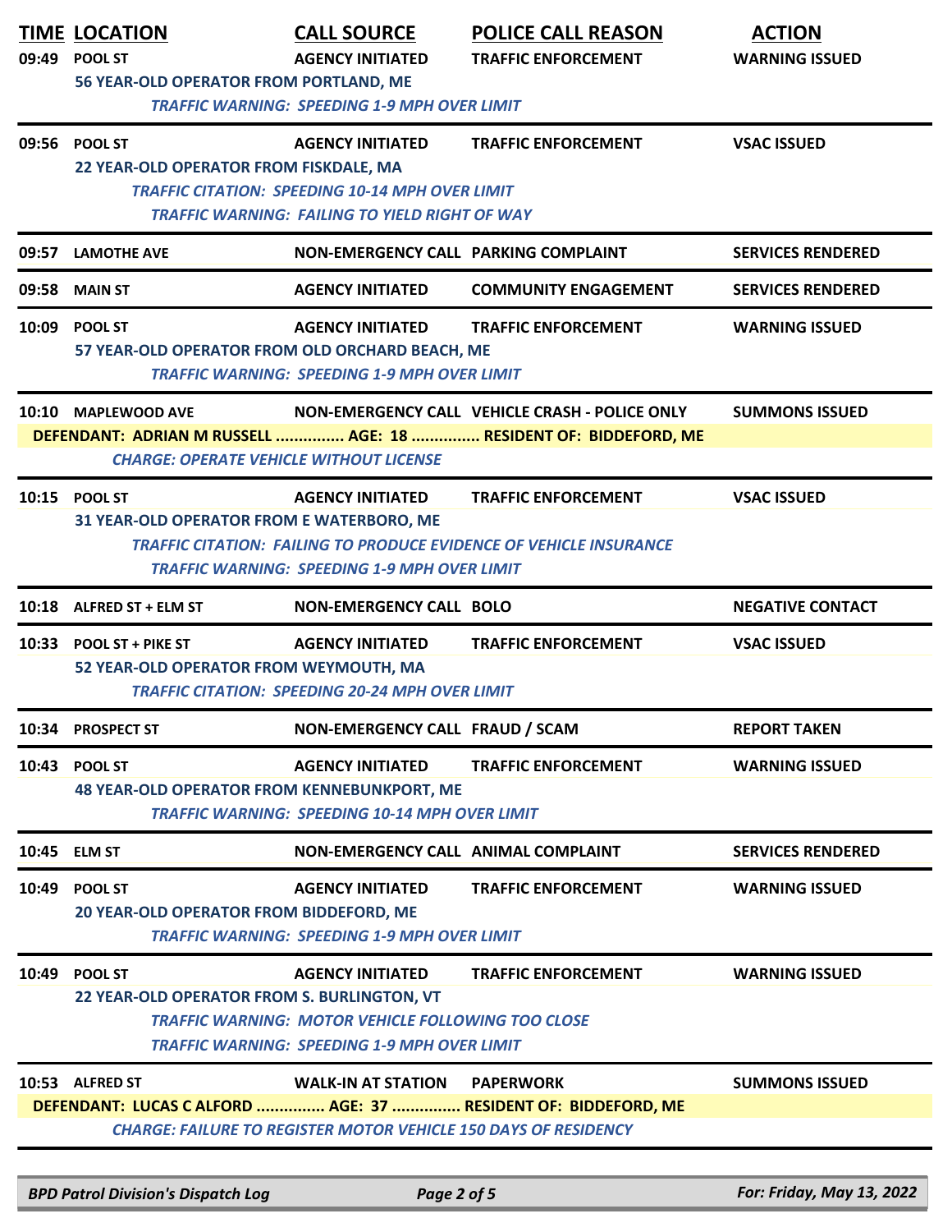| TIME | LOCATION | CALL SOURCE | POLICE CALL REASON | ACTION |
|---|---|---|---|---|
| 09:49 | POOL ST | AGENCY INITIATED | TRAFFIC ENFORCEMENT | WARNING ISSUED |
| | 56 YEAR-OLD OPERATOR FROM PORTLAND, ME | | | |
| | *TRAFFIC WARNING: SPEEDING 1-9 MPH OVER LIMIT* | | | |
| 09:56 | POOL ST | AGENCY INITIATED | TRAFFIC ENFORCEMENT | VSAC ISSUED |
| | 22 YEAR-OLD OPERATOR FROM FISKDALE, MA | | | |
| | *TRAFFIC CITATION: SPEEDING 10-14 MPH OVER LIMIT* | | | |
| | *TRAFFIC WARNING: FAILING TO YIELD RIGHT OF WAY* | | | |
| 09:57 | LAMOTHE AVE | NON-EMERGENCY CALL | PARKING COMPLAINT | SERVICES RENDERED |
| 09:58 | MAIN ST | AGENCY INITIATED | COMMUNITY ENGAGEMENT | SERVICES RENDERED |
| 10:09 | POOL ST | AGENCY INITIATED | TRAFFIC ENFORCEMENT | WARNING ISSUED |
| | 57 YEAR-OLD OPERATOR FROM OLD ORCHARD BEACH, ME | | | |
| | *TRAFFIC WARNING: SPEEDING 1-9 MPH OVER LIMIT* | | | |
| 10:10 | MAPLEWOOD AVE | NON-EMERGENCY CALL | VEHICLE CRASH - POLICE ONLY | SUMMONS ISSUED |
| | DEFENDANT: ADRIAN M RUSSELL ............... AGE: 18 ............... RESIDENT OF: BIDDEFORD, ME | | | |
| | *CHARGE: OPERATE VEHICLE WITHOUT LICENSE* | | | |
| 10:15 | POOL ST | AGENCY INITIATED | TRAFFIC ENFORCEMENT | VSAC ISSUED |
| | 31 YEAR-OLD OPERATOR FROM E WATERBORO, ME | | | |
| | *TRAFFIC CITATION: FAILING TO PRODUCE EVIDENCE OF VEHICLE INSURANCE* | | | |
| | *TRAFFIC WARNING: SPEEDING 1-9 MPH OVER LIMIT* | | | |
| 10:18 | ALFRED ST + ELM ST | NON-EMERGENCY CALL | BOLO | NEGATIVE CONTACT |
| 10:33 | POOL ST + PIKE ST | AGENCY INITIATED | TRAFFIC ENFORCEMENT | VSAC ISSUED |
| | 52 YEAR-OLD OPERATOR FROM WEYMOUTH, MA | | | |
| | *TRAFFIC CITATION: SPEEDING 20-24 MPH OVER LIMIT* | | | |
| 10:34 | PROSPECT ST | NON-EMERGENCY CALL | FRAUD / SCAM | REPORT TAKEN |
| 10:43 | POOL ST | AGENCY INITIATED | TRAFFIC ENFORCEMENT | WARNING ISSUED |
| | 48 YEAR-OLD OPERATOR FROM KENNEBUNKPORT, ME | | | |
| | *TRAFFIC WARNING: SPEEDING 10-14 MPH OVER LIMIT* | | | |
| 10:45 | ELM ST | NON-EMERGENCY CALL | ANIMAL COMPLAINT | SERVICES RENDERED |
| 10:49 | POOL ST | AGENCY INITIATED | TRAFFIC ENFORCEMENT | WARNING ISSUED |
| | 20 YEAR-OLD OPERATOR FROM BIDDEFORD, ME | | | |
| | *TRAFFIC WARNING: SPEEDING 1-9 MPH OVER LIMIT* | | | |
| 10:49 | POOL ST | AGENCY INITIATED | TRAFFIC ENFORCEMENT | WARNING ISSUED |
| | 22 YEAR-OLD OPERATOR FROM S. BURLINGTON, VT | | | |
| | *TRAFFIC WARNING: MOTOR VEHICLE FOLLOWING TOO CLOSE* | | | |
| | *TRAFFIC WARNING: SPEEDING 1-9 MPH OVER LIMIT* | | | |
| 10:53 | ALFRED ST | WALK-IN AT STATION | PAPERWORK | SUMMONS ISSUED |
| | DEFENDANT: LUCAS C ALFORD ............... AGE: 37 ............... RESIDENT OF: BIDDEFORD, ME | | | |
| | *CHARGE: FAILURE TO REGISTER MOTOR VEHICLE 150 DAYS OF RESIDENCY* | | | |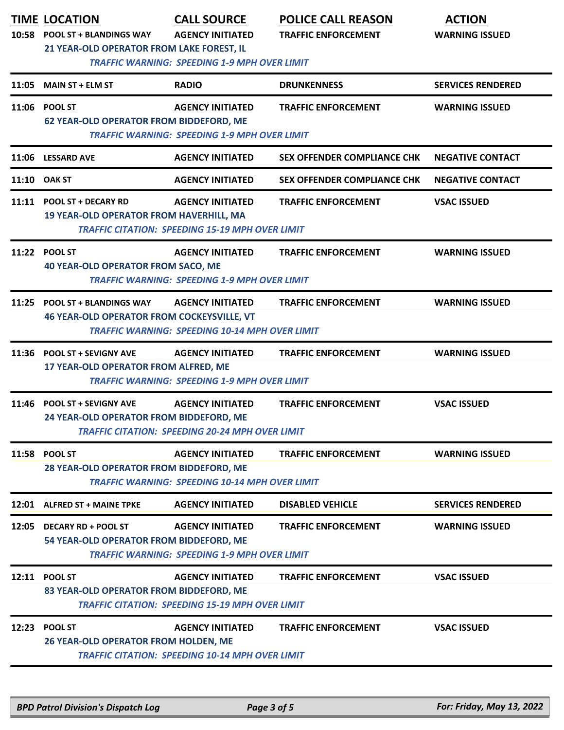| TIME | LOCATION | CALL SOURCE | POLICE CALL REASON | ACTION |
|---|---|---|---|---|
| 10:58 | POOL ST + BLANDINGS WAY | AGENCY INITIATED | TRAFFIC ENFORCEMENT | WARNING ISSUED |
| | 21 YEAR-OLD OPERATOR FROM LAKE FOREST, IL | | | |
| | *TRAFFIC WARNING: SPEEDING 1-9 MPH OVER LIMIT* | | | |
| 11:05 | MAIN ST + ELM ST | RADIO | DRUNKENNESS | SERVICES RENDERED |
| 11:06 | POOL ST | AGENCY INITIATED | TRAFFIC ENFORCEMENT | WARNING ISSUED |
| | 62 YEAR-OLD OPERATOR FROM BIDDEFORD, ME | | | |
| | *TRAFFIC WARNING: SPEEDING 1-9 MPH OVER LIMIT* | | | |
| 11:06 | LESSARD AVE | AGENCY INITIATED | SEX OFFENDER COMPLIANCE CHK | NEGATIVE CONTACT |
| 11:10 | OAK ST | AGENCY INITIATED | SEX OFFENDER COMPLIANCE CHK | NEGATIVE CONTACT |
| 11:11 | POOL ST + DECARY RD | AGENCY INITIATED | TRAFFIC ENFORCEMENT | VSAC ISSUED |
| | 19 YEAR-OLD OPERATOR FROM HAVERHILL, MA | | | |
| | *TRAFFIC CITATION: SPEEDING 15-19 MPH OVER LIMIT* | | | |
| 11:22 | POOL ST | AGENCY INITIATED | TRAFFIC ENFORCEMENT | WARNING ISSUED |
| | 40 YEAR-OLD OPERATOR FROM SACO, ME | | | |
| | *TRAFFIC WARNING: SPEEDING 1-9 MPH OVER LIMIT* | | | |
| 11:25 | POOL ST + BLANDINGS WAY | AGENCY INITIATED | TRAFFIC ENFORCEMENT | WARNING ISSUED |
| | 46 YEAR-OLD OPERATOR FROM COCKEYSVILLE, VT | | | |
| | *TRAFFIC WARNING: SPEEDING 10-14 MPH OVER LIMIT* | | | |
| 11:36 | POOL ST + SEVIGNY AVE | AGENCY INITIATED | TRAFFIC ENFORCEMENT | WARNING ISSUED |
| | 17 YEAR-OLD OPERATOR FROM ALFRED, ME | | | |
| | *TRAFFIC WARNING: SPEEDING 1-9 MPH OVER LIMIT* | | | |
| 11:46 | POOL ST + SEVIGNY AVE | AGENCY INITIATED | TRAFFIC ENFORCEMENT | VSAC ISSUED |
| | 24 YEAR-OLD OPERATOR FROM BIDDEFORD, ME | | | |
| | *TRAFFIC CITATION: SPEEDING 20-24 MPH OVER LIMIT* | | | |
| 11:58 | POOL ST | AGENCY INITIATED | TRAFFIC ENFORCEMENT | WARNING ISSUED |
| | 28 YEAR-OLD OPERATOR FROM BIDDEFORD, ME | | | |
| | *TRAFFIC WARNING: SPEEDING 10-14 MPH OVER LIMIT* | | | |
| 12:01 | ALFRED ST + MAINE TPKE | AGENCY INITIATED | DISABLED VEHICLE | SERVICES RENDERED |
| 12:05 | DECARY RD + POOL ST | AGENCY INITIATED | TRAFFIC ENFORCEMENT | WARNING ISSUED |
| | 54 YEAR-OLD OPERATOR FROM BIDDEFORD, ME | | | |
| | *TRAFFIC WARNING: SPEEDING 1-9 MPH OVER LIMIT* | | | |
| 12:11 | POOL ST | AGENCY INITIATED | TRAFFIC ENFORCEMENT | VSAC ISSUED |
| | 83 YEAR-OLD OPERATOR FROM BIDDEFORD, ME | | | |
| | *TRAFFIC CITATION: SPEEDING 15-19 MPH OVER LIMIT* | | | |
| 12:23 | POOL ST | AGENCY INITIATED | TRAFFIC ENFORCEMENT | VSAC ISSUED |
| | 26 YEAR-OLD OPERATOR FROM HOLDEN, ME | | | |
| | *TRAFFIC CITATION: SPEEDING 10-14 MPH OVER LIMIT* | | | |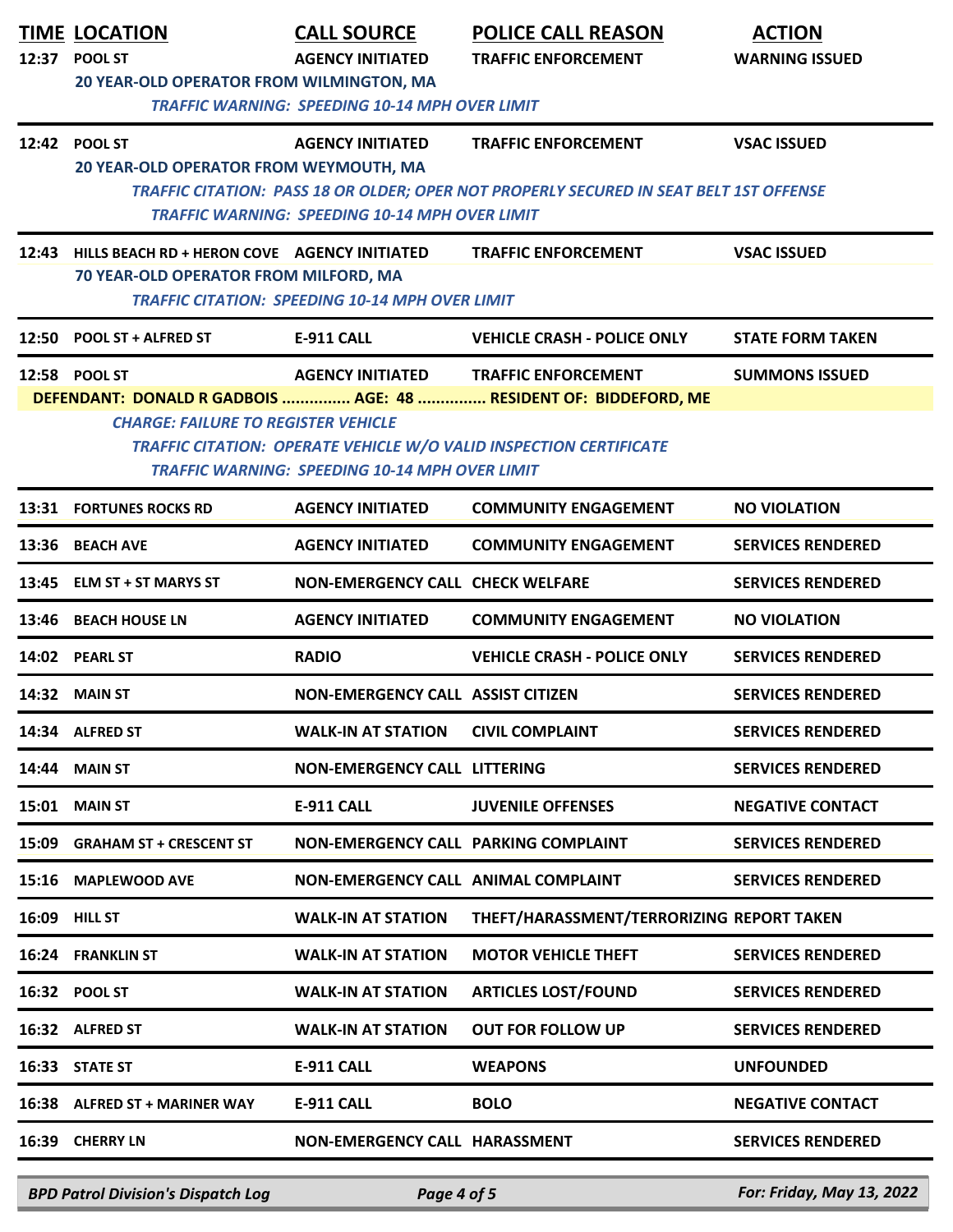| TIME | LOCATION | CALL SOURCE | POLICE CALL REASON | ACTION |
|---|---|---|---|---|
| 12:37 | POOL ST | AGENCY INITIATED | TRAFFIC ENFORCEMENT | WARNING ISSUED |
| | 20 YEAR-OLD OPERATOR FROM WILMINGTON, MA | | | |
| | *TRAFFIC WARNING: SPEEDING 10-14 MPH OVER LIMIT* | | | |
| 12:42 | POOL ST | AGENCY INITIATED | TRAFFIC ENFORCEMENT | VSAC ISSUED |
| | 20 YEAR-OLD OPERATOR FROM WEYMOUTH, MA | | | |
| | *TRAFFIC CITATION: PASS 18 OR OLDER; OPER NOT PROPERLY SECURED IN SEAT BELT 1ST OFFENSE* | | | |
| | *TRAFFIC WARNING: SPEEDING 10-14 MPH OVER LIMIT* | | | |
| 12:43 | HILLS BEACH RD + HERON COVE | AGENCY INITIATED | TRAFFIC ENFORCEMENT | VSAC ISSUED |
| | 70 YEAR-OLD OPERATOR FROM MILFORD, MA | | | |
| | *TRAFFIC CITATION: SPEEDING 10-14 MPH OVER LIMIT* | | | |
| 12:50 | POOL ST + ALFRED ST | E-911 CALL | VEHICLE CRASH - POLICE ONLY | STATE FORM TAKEN |
| 12:58 | POOL ST | AGENCY INITIATED | TRAFFIC ENFORCEMENT | SUMMONS ISSUED |
| | DEFENDANT: DONALD R GADBOIS ............... AGE: 48 ............... RESIDENT OF: BIDDEFORD, ME | | | |
| | *CHARGE: FAILURE TO REGISTER VEHICLE* | | | |
| | *TRAFFIC CITATION: OPERATE VEHICLE W/O VALID INSPECTION CERTIFICATE* | | | |
| | *TRAFFIC WARNING: SPEEDING 10-14 MPH OVER LIMIT* | | | |
| 13:31 | FORTUNES ROCKS RD | AGENCY INITIATED | COMMUNITY ENGAGEMENT | NO VIOLATION |
| 13:36 | BEACH AVE | AGENCY INITIATED | COMMUNITY ENGAGEMENT | SERVICES RENDERED |
| 13:45 | ELM ST + ST MARYS ST | NON-EMERGENCY CALL | CHECK WELFARE | SERVICES RENDERED |
| 13:46 | BEACH HOUSE LN | AGENCY INITIATED | COMMUNITY ENGAGEMENT | NO VIOLATION |
| 14:02 | PEARL ST | RADIO | VEHICLE CRASH - POLICE ONLY | SERVICES RENDERED |
| 14:32 | MAIN ST | NON-EMERGENCY CALL | ASSIST CITIZEN | SERVICES RENDERED |
| 14:34 | ALFRED ST | WALK-IN AT STATION | CIVIL COMPLAINT | SERVICES RENDERED |
| 14:44 | MAIN ST | NON-EMERGENCY CALL | LITTERING | SERVICES RENDERED |
| 15:01 | MAIN ST | E-911 CALL | JUVENILE OFFENSES | NEGATIVE CONTACT |
| 15:09 | GRAHAM ST + CRESCENT ST | NON-EMERGENCY CALL | PARKING COMPLAINT | SERVICES RENDERED |
| 15:16 | MAPLEWOOD AVE | NON-EMERGENCY CALL | ANIMAL COMPLAINT | SERVICES RENDERED |
| 16:09 | HILL ST | WALK-IN AT STATION | THEFT/HARASSMENT/TERRORIZING | REPORT TAKEN |
| 16:24 | FRANKLIN ST | WALK-IN AT STATION | MOTOR VEHICLE THEFT | SERVICES RENDERED |
| 16:32 | POOL ST | WALK-IN AT STATION | ARTICLES LOST/FOUND | SERVICES RENDERED |
| 16:32 | ALFRED ST | WALK-IN AT STATION | OUT FOR FOLLOW UP | SERVICES RENDERED |
| 16:33 | STATE ST | E-911 CALL | WEAPONS | UNFOUNDED |
| 16:38 | ALFRED ST + MARINER WAY | E-911 CALL | BOLO | NEGATIVE CONTACT |
| 16:39 | CHERRY LN | NON-EMERGENCY CALL | HARASSMENT | SERVICES RENDERED |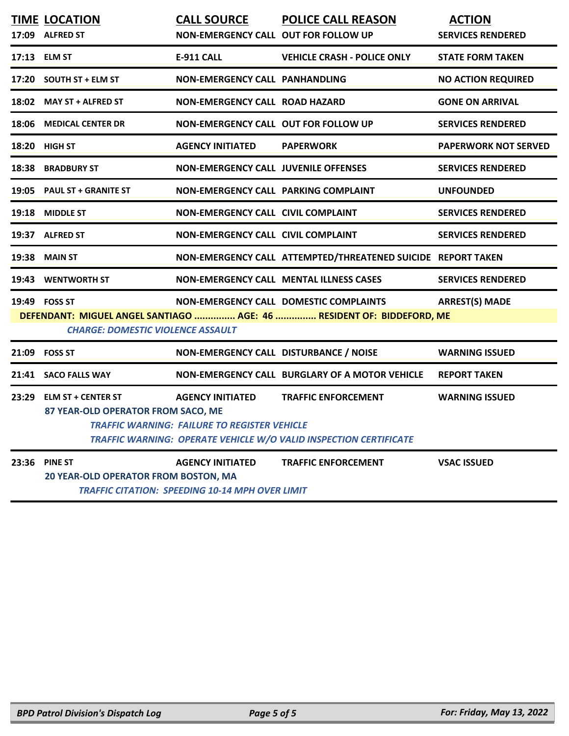| TIME | LOCATION | CALL SOURCE | POLICE CALL REASON | ACTION |
|---|---|---|---|---|
| 17:09 | ALFRED ST | NON-EMERGENCY CALL | OUT FOR FOLLOW UP | SERVICES RENDERED |
| 17:13 | ELM ST | E-911 CALL | VEHICLE CRASH - POLICE ONLY | STATE FORM TAKEN |
| 17:20 | SOUTH ST + ELM ST | NON-EMERGENCY CALL | PANHANDLING | NO ACTION REQUIRED |
| 18:02 | MAY ST + ALFRED ST | NON-EMERGENCY CALL | ROAD HAZARD | GONE ON ARRIVAL |
| 18:06 | MEDICAL CENTER DR | NON-EMERGENCY CALL | OUT FOR FOLLOW UP | SERVICES RENDERED |
| 18:20 | HIGH ST | AGENCY INITIATED | PAPERWORK | PAPERWORK NOT SERVED |
| 18:38 | BRADBURY ST | NON-EMERGENCY CALL | JUVENILE OFFENSES | SERVICES RENDERED |
| 19:05 | PAUL ST + GRANITE ST | NON-EMERGENCY CALL | PARKING COMPLAINT | UNFOUNDED |
| 19:18 | MIDDLE ST | NON-EMERGENCY CALL | CIVIL COMPLAINT | SERVICES RENDERED |
| 19:37 | ALFRED ST | NON-EMERGENCY CALL | CIVIL COMPLAINT | SERVICES RENDERED |
| 19:38 | MAIN ST | NON-EMERGENCY CALL | ATTEMPTED/THREATENED SUICIDE | REPORT TAKEN |
| 19:43 | WENTWORTH ST | NON-EMERGENCY CALL | MENTAL ILLNESS CASES | SERVICES RENDERED |
| 19:49 | FOSS ST | NON-EMERGENCY CALL | DOMESTIC COMPLAINTS | ARREST(S) MADE |
| | DEFENDANT: MIGUEL ANGEL SANTIAGO ............... AGE: 46 ............... RESIDENT OF: BIDDEFORD, ME<br>*CHARGE: DOMESTIC VIOLENCE ASSAULT* | | | |
| 21:09 | FOSS ST | NON-EMERGENCY CALL | DISTURBANCE / NOISE | WARNING ISSUED |
| 21:41 | SACO FALLS WAY | NON-EMERGENCY CALL | BURGLARY OF A MOTOR VEHICLE | REPORT TAKEN |
| 23:29 | ELM ST + CENTER ST | AGENCY INITIATED | TRAFFIC ENFORCEMENT | WARNING ISSUED |
| | 87 YEAR-OLD OPERATOR FROM SACO, ME<br>*TRAFFIC WARNING: FAILURE TO REGISTER VEHICLE*<br>*TRAFFIC WARNING: OPERATE VEHICLE W/O VALID INSPECTION CERTIFICATE* | | | |
| 23:36 | PINE ST | AGENCY INITIATED | TRAFFIC ENFORCEMENT | VSAC ISSUED |
| | 20 YEAR-OLD OPERATOR FROM BOSTON, MA<br>*TRAFFIC CITATION: SPEEDING 10-14 MPH OVER LIMIT* | | | |